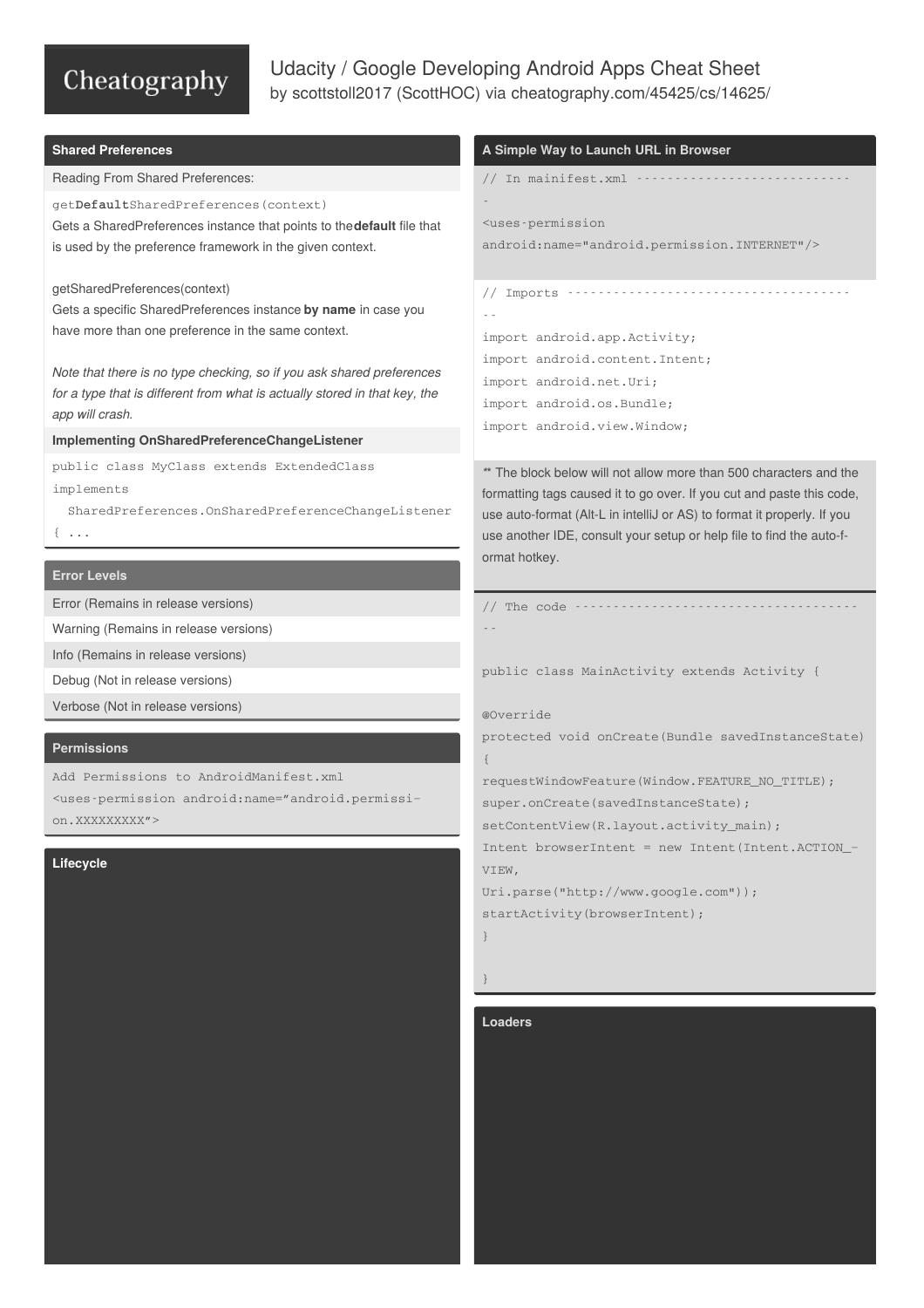# Udacity / Google Developing Android Apps Cheat Sheet

by scottstoll2017 (ScottHOC) via cheatography.com/45425/cs/14625/

## Shared Preferences

Reading From Shared Preferences:

get**Default**SharedPreferences(context)
Gets a SharedPreferences instance that points to the**default** file that is used by the preference framework in the given context.

getSharedPreferences(context)
Gets a specific SharedPreferences instance **by name** in case you have more than one preference in the same context.

*Note that there is no type checking, so if you ask shared preferences for a type that is different from what is actually stored in that key, the app will crash.*

**Implementing OnSharedPreferenceChangeListener**

```
public class MyClass extends ExtendedClass
implements
  SharedPreferences.OnSharedPreferenceChangeListener
{ ...
```

## Error Levels

- Error (Remains in release versions)
- Warning (Remains in release versions)
- Info (Remains in release versions)
- Debug (Not in release versions)
- Verbose (Not in release versions)

## Permissions

```
Add Permissions to AndroidManifest.xml
<uses-permission android:name="android.permission.XXXXXXXXX">
```

## Lifecycle

## A Simple Way to Launch URL in Browser

```
// In mainifest.xml ----------------------------
<uses-permission
android:name="android.permission.INTERNET"/>
```

```
// Imports --------------------------------------
import android.app.Activity;
import android.content.Intent;
import android.net.Uri;
import android.os.Bundle;
import android.view.Window;
```

** The block below will not allow more than 500 characters and the formatting tags caused it to go over. If you cut and paste this code, use auto-format (Alt-L in intelliJ or AS) to format it properly. If you use another IDE, consult your setup or help file to find the auto-format hotkey.

```
// The code -------------------------------------

public class MainActivity extends Activity {

@Override
protected void onCreate(Bundle savedInstanceState)
{
requestWindowFeature(Window.FEATURE_NO_TITLE);
super.onCreate(savedInstanceState);
setContentView(R.layout.activity_main);
Intent browserIntent = new Intent(Intent.ACTION_VIEW,
Uri.parse("http://www.google.com"));
startActivity(browserIntent);
}

}
```

## Loaders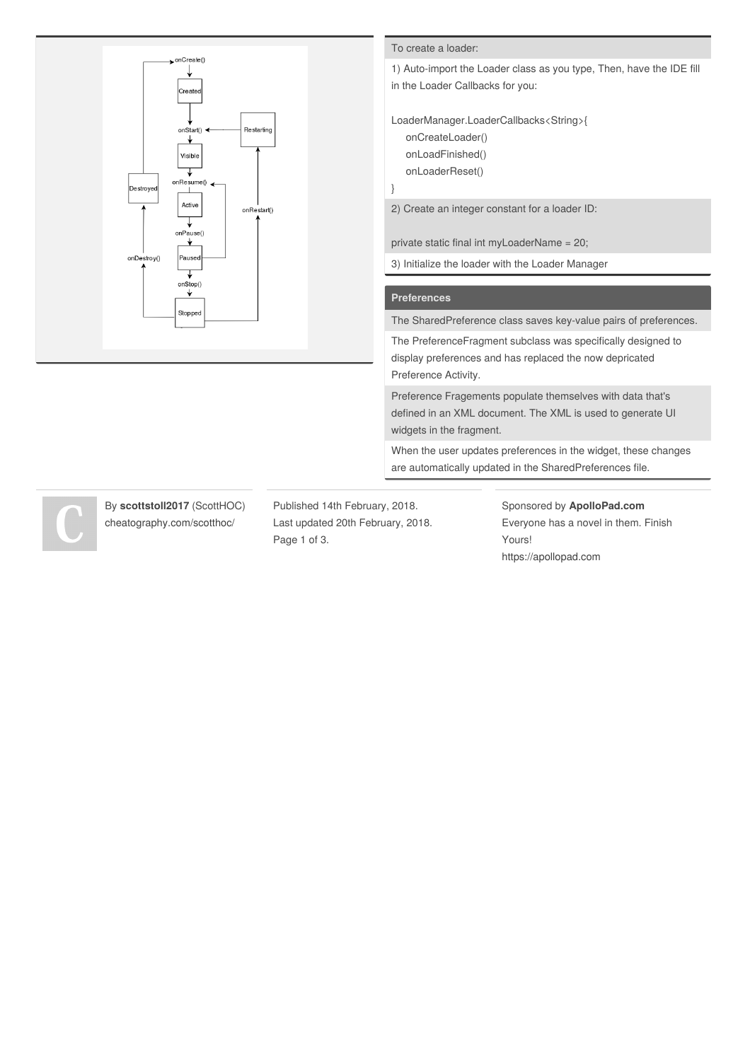To create a loader:

1) Auto-import the Loader class as you type, Then, have the IDE fill in the Loader Callbacks for you:

```
LoaderManager.LoaderCallbacks<String>{
    onCreateLoader()
    onLoadFinished()
    onLoaderReset()
}
```

2) Create an integer constant for a loader ID:

```
private static final int myLoaderName = 20;
```

3) Initialize the loader with the Loader Manager

## Preferences

The SharedPreference class saves key-value pairs of preferences.

The PreferenceFragment subclass was specifically designed to display preferences and has replaced the now depricated Preference Activity.

Preference Fragements populate themselves with data that's defined in an XML document. The XML is used to generate UI widgets in the fragment.

When the user updates preferences in the widget, these changes are automatically updated in the SharedPreferences file.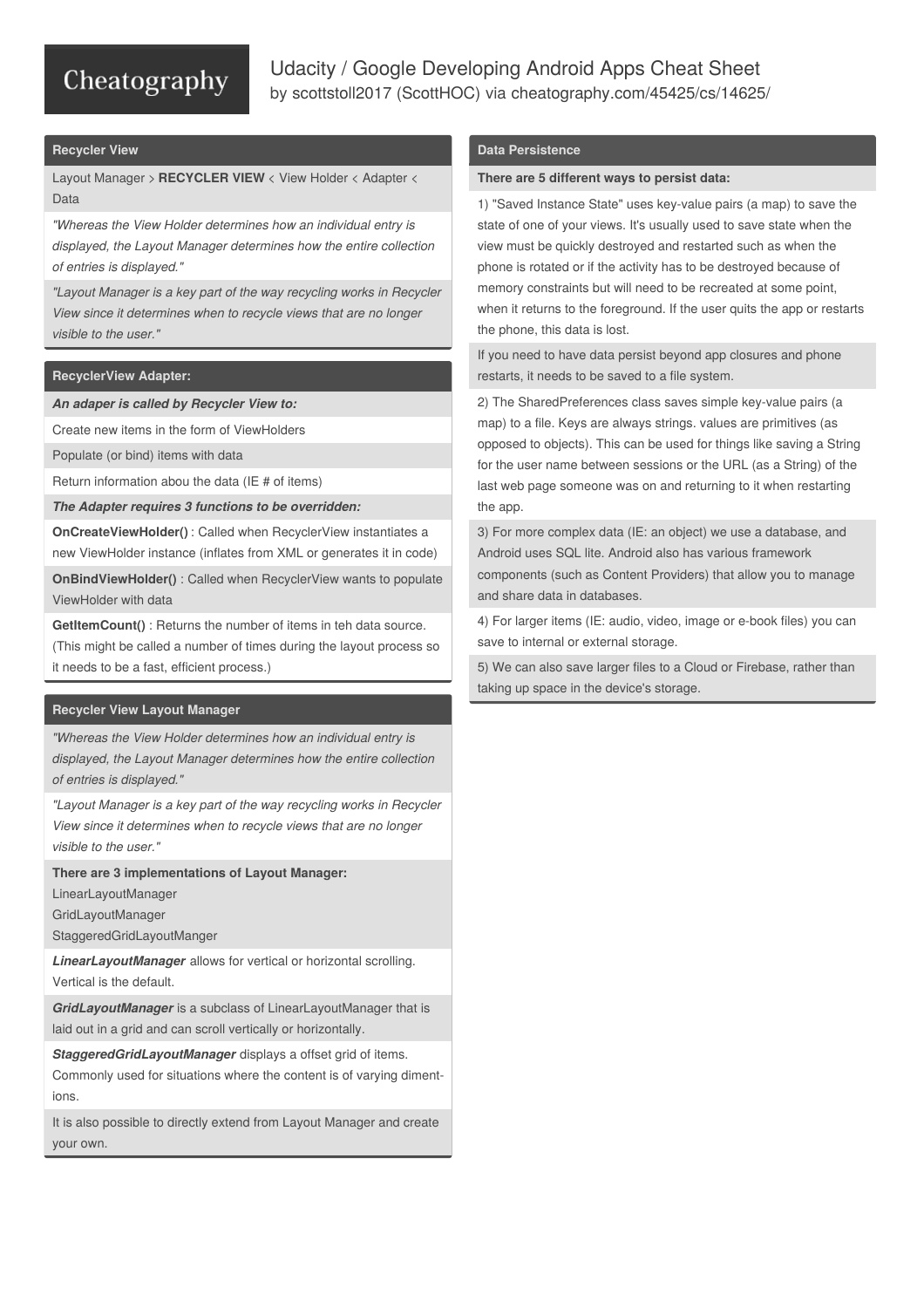## Recycler View

Layout Manager > **RECYCLER VIEW** < View Holder < Adapter < Data

*"Whereas the View Holder determines how an individual entry is displayed, the Layout Manager determines how the entire collection of entries is displayed."*

*"Layout Manager is a key part of the way recycling works in Recycler View since it determines when to recycle views that are no longer visible to the user."*

## RecyclerView Adapter:

***An adaper is called by Recycler View to:***

Create new items in the form of ViewHolders

Populate (or bind) items with data

Return information abou the data (IE # of items)

***The Adapter requires 3 functions to be overridden:***

**OnCreateViewHolder()** : Called when RecyclerView instantiates a new ViewHolder instance (inflates from XML or generates it in code)

**OnBindViewHolder()** : Called when RecyclerView wants to populate ViewHolder with data

**GetItemCount()** : Returns the number of items in teh data source. (This might be called a number of times during the layout process so it needs to be a fast, efficient process.)

## Recycler View Layout Manager

*"Whereas the View Holder determines how an individual entry is displayed, the Layout Manager determines how the entire collection of entries is displayed."*

*"Layout Manager is a key part of the way recycling works in Recycler View since it determines when to recycle views that are no longer visible to the user."*

**There are 3 implementations of Layout Manager:**
LinearLayoutManager
GridLayoutManager
StaggeredGridLayoutManger

***LinearLayoutManager*** allows for vertical or horizontal scrolling. Vertical is the default.

***GridLayoutManager*** is a subclass of LinearLayoutManager that is laid out in a grid and can scroll vertically or horizontally.

***StaggeredGridLayoutManager*** displays a offset grid of items. Commonly used for situations where the content is of varying dimentions.

It is also possible to directly extend from Layout Manager and create your own.

## Data Persistence

**There are 5 different ways to persist data:**

1) "Saved Instance State" uses key-value pairs (a map) to save the state of one of your views. It's usually used to save state when the view must be quickly destroyed and restarted such as when the phone is rotated or if the activity has to be destroyed because of memory constraints but will need to be recreated at some point, when it returns to the foreground. If the user quits the app or restarts the phone, this data is lost.

If you need to have data persist beyond app closures and phone restarts, it needs to be saved to a file system.

2) The SharedPreferences class saves simple key-value pairs (a map) to a file. Keys are always strings. values are primitives (as opposed to objects). This can be used for things like saving a String for the user name between sessions or the URL (as a String) of the last web page someone was on and returning to it when restarting the app.

3) For more complex data (IE: an object) we use a database, and Android uses SQL lite. Android also has various framework components (such as Content Providers) that allow you to manage and share data in databases.

4) For larger items (IE: audio, video, image or e-book files) you can save to internal or external storage.

5) We can also save larger files to a Cloud or Firebase, rather than taking up space in the device's storage.